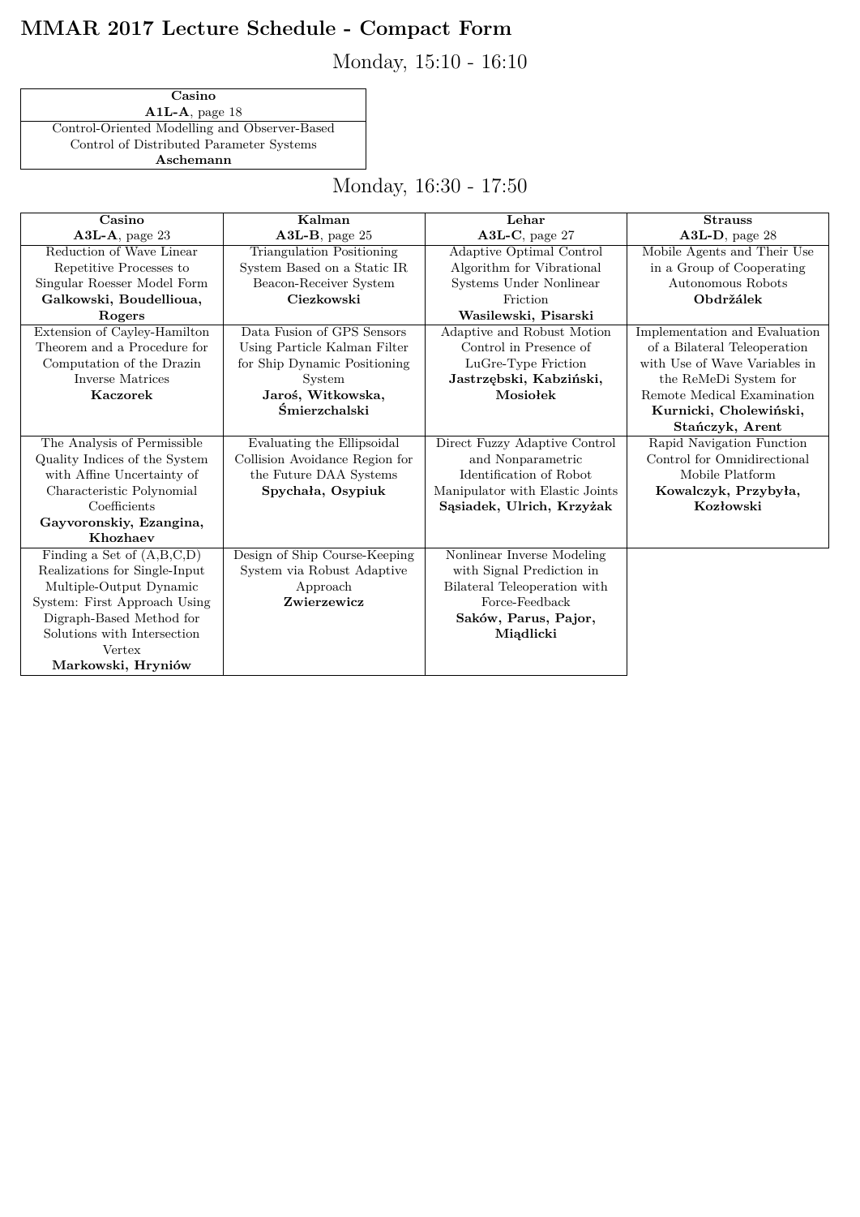# MMAR 2017 Lecture Schedule - Compact Form

## Monday, 15:10 - 16:10

| **Casino**<br>**A1L-A**, page 18 |
|---|
| Control-Oriented Modelling and Observer-Based Control of Distributed Parameter Systems<br>**Aschemann** |

## Monday, 16:30 - 17:50

| **Casino**<br>**A3L-A**, page 23 | **Kalman**<br>**A3L-B**, page 25 | **Lehar**<br>**A3L-C**, page 27 | **Strauss**<br>**A3L-D**, page 28 |
|---|---|---|---|
| Reduction of Wave Linear Repetitive Processes to Singular Roesser Model Form<br>**Galkowski, Boudellioua, Rogers** | Triangulation Positioning System Based on a Static IR Beacon-Receiver System<br>**Ciezkowski** | Adaptive Optimal Control Algorithm for Vibrational Systems Under Nonlinear Friction<br>**Wasilewski, Pisarski** | Mobile Agents and Their Use in a Group of Cooperating Autonomous Robots<br>**Obdržálek** |
| Extension of Cayley-Hamilton Theorem and a Procedure for Computation of the Drazin Inverse Matrices<br>**Kaczorek** | Data Fusion of GPS Sensors Using Particle Kalman Filter for Ship Dynamic Positioning System<br>**Jaroś, Witkowska, Śmierzchalski** | Adaptive and Robust Motion Control in Presence of LuGre-Type Friction<br>**Jastrzębski, Kabziński, Mosiołek** | Implementation and Evaluation of a Bilateral Teleoperation with Use of Wave Variables in the ReMeDi System for Remote Medical Examination<br>**Kurnicki, Cholewiński, Stańczyk, Arent** |
| The Analysis of Permissible Quality Indices of the System with Affine Uncertainty of Characteristic Polynomial Coefficients<br>**Gayvoronskiy, Ezangina, Khozhaev** | Evaluating the Ellipsoidal Collision Avoidance Region for the Future DAA Systems<br>**Spychała, Osypiuk** | Direct Fuzzy Adaptive Control and Nonparametric Identification of Robot Manipulator with Elastic Joints<br>**Sąsiadek, Ulrich, Krzyżak** | Rapid Navigation Function Control for Omnidirectional Mobile Platform<br>**Kowalczyk, Przybyła, Kozłowski** |
| Finding a Set of (A,B,C,D) Realizations for Single-Input Multiple-Output Dynamic System: First Approach Using Digraph-Based Method for Solutions with Intersection Vertex<br>**Markowski, Hryniów** | Design of Ship Course-Keeping System via Robust Adaptive Approach<br>**Zwierzewicz** | Nonlinear Inverse Modeling with Signal Prediction in Bilateral Teleoperation with Force-Feedback<br>**Saków, Parus, Pajor, Miądlicki** | |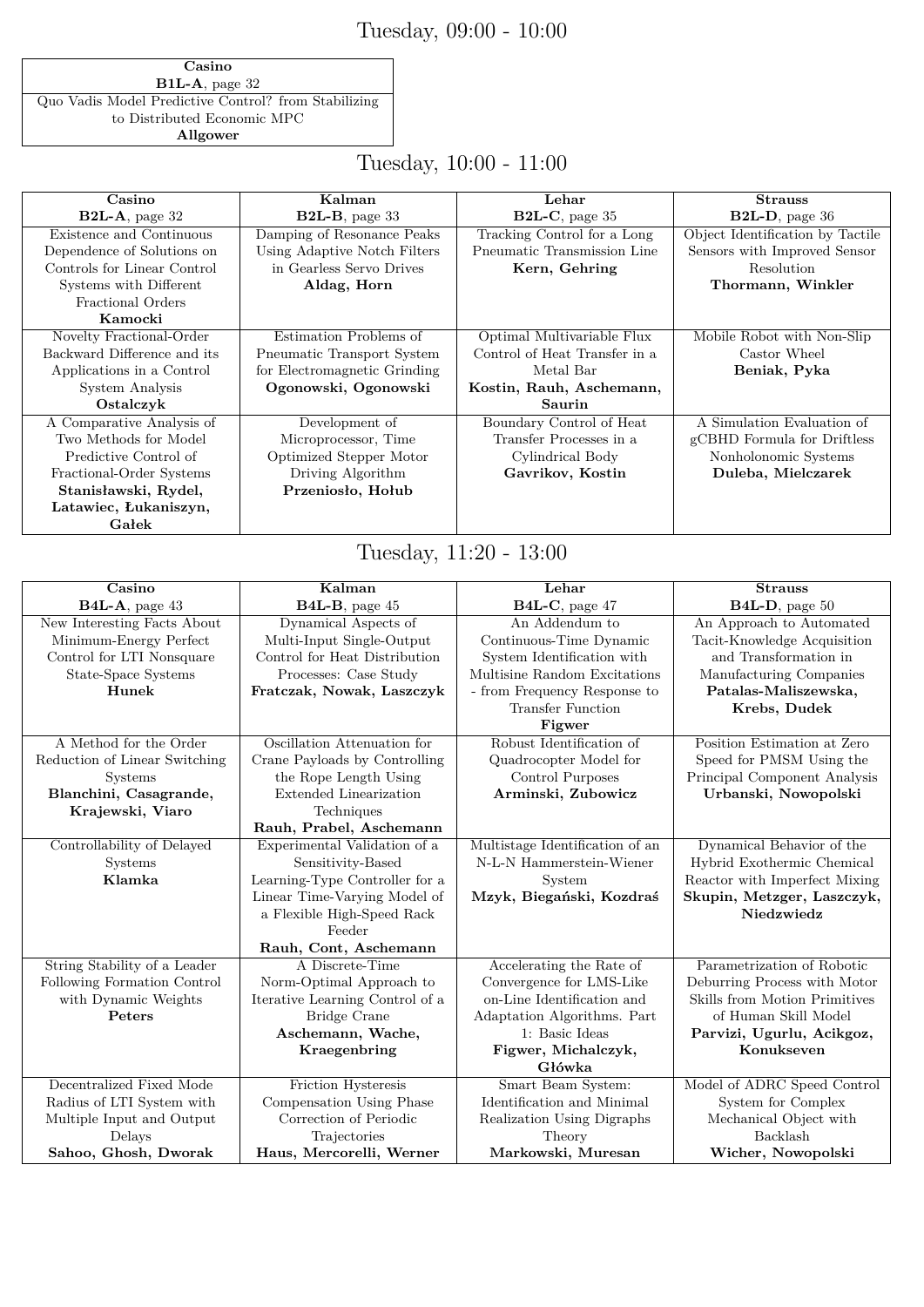## Tuesday, 09:00 - 10:00

| **Casino** **B1L-A**, page 32 |
| --- |
| Quo Vadis Model Predictive Control? from Stabilizing to Distributed Economic MPC **Allgower** |

## Tuesday, 10:00 - 11:00

| **Casino** **B2L-A**, page 32 | **Kalman** **B2L-B**, page 33 | **Lehar** **B2L-C**, page 35 | **Strauss** **B2L-D**, page 36 |
| --- | --- | --- | --- |
| Existence and Continuous Dependence of Solutions on Controls for Linear Control Systems with Different Fractional Orders **Kamocki** | Damping of Resonance Peaks Using Adaptive Notch Filters in Gearless Servo Drives **Aldag, Horn** | Tracking Control for a Long Pneumatic Transmission Line **Kern, Gehring** | Object Identification by Tactile Sensors with Improved Sensor Resolution **Thormann, Winkler** |
| Novelty Fractional-Order Backward Difference and its Applications in a Control System Analysis **Ostalczyk** | Estimation Problems of Pneumatic Transport System for Electromagnetic Grinding **Ogonowski, Ogonowski** | Optimal Multivariable Flux Control of Heat Transfer in a Metal Bar **Kostin, Rauh, Aschemann, Saurin** | Mobile Robot with Non-Slip Castor Wheel **Beniak, Pyka** |
| A Comparative Analysis of Two Methods for Model Predictive Control of Fractional-Order Systems **Stanisławski, Rydel, Latawiec, Łukaniszyn, Gałek** | Development of Microprocessor, Time Optimized Stepper Motor Driving Algorithm **Przeniosło, Hołub** | Boundary Control of Heat Transfer Processes in a Cylindrical Body **Gavrikov, Kostin** | A Simulation Evaluation of gCBHD Formula for Driftless Nonholonomic Systems **Duleba, Mielczarek** |

## Tuesday, 11:20 - 13:00

| **Casino** **B4L-A**, page 43 | **Kalman** **B4L-B**, page 45 | **Lehar** **B4L-C**, page 47 | **Strauss** **B4L-D**, page 50 |
| --- | --- | --- | --- |
| New Interesting Facts About Minimum-Energy Perfect Control for LTI Nonsquare State-Space Systems **Hunek** | Dynamical Aspects of Multi-Input Single-Output Control for Heat Distribution Processes: Case Study **Fratczak, Nowak, Laszczyk** | An Addendum to Continuous-Time Dynamic System Identification with Multisine Random Excitations - from Frequency Response to Transfer Function **Figwer** | An Approach to Automated Tacit-Knowledge Acquisition and Transformation in Manufacturing Companies **Patalas-Maliszewska, Krebs, Dudek** |
| A Method for the Order Reduction of Linear Switching Systems **Blanchini, Casagrande, Krajewski, Viaro** | Oscillation Attenuation for Crane Payloads by Controlling the Rope Length Using Extended Linearization Techniques **Rauh, Prabel, Aschemann** | Robust Identification of Quadrocopter Model for Control Purposes **Arminski, Zubowicz** | Position Estimation at Zero Speed for PMSM Using the Principal Component Analysis **Urbanski, Nowopolski** |
| Controllability of Delayed Systems **Klamka** | Experimental Validation of a Sensitivity-Based Learning-Type Controller for a Linear Time-Varying Model of a Flexible High-Speed Rack Feeder **Rauh, Cont, Aschemann** | Multistage Identification of an N-L-N Hammerstein-Wiener System **Mzyk, Biegański, Kozdraś** | Dynamical Behavior of the Hybrid Exothermic Chemical Reactor with Imperfect Mixing **Skupin, Metzger, Laszczyk, Niedzwiedz** |
| String Stability of a Leader Following Formation Control with Dynamic Weights **Peters** | A Discrete-Time Norm-Optimal Approach to Iterative Learning Control of a Bridge Crane **Aschemann, Wache, Kraegenbring** | Accelerating the Rate of Convergence for LMS-Like on-Line Identification and Adaptation Algorithms. Part 1: Basic Ideas **Figwer, Michalczyk, Główka** | Parametrization of Robotic Deburring Process with Motor Skills from Motion Primitives of Human Skill Model **Parvizi, Ugurlu, Acikgoz, Konukseven** |
| Decentralized Fixed Mode Radius of LTI System with Multiple Input and Output Delays **Sahoo, Ghosh, Dworak** | Friction Hysteresis Compensation Using Phase Correction of Periodic Trajectories **Haus, Mercorelli, Werner** | Smart Beam System: Identification and Minimal Realization Using Digraphs Theory **Markowski, Muresan** | Model of ADRC Speed Control System for Complex Mechanical Object with Backlash **Wicher, Nowopolski** |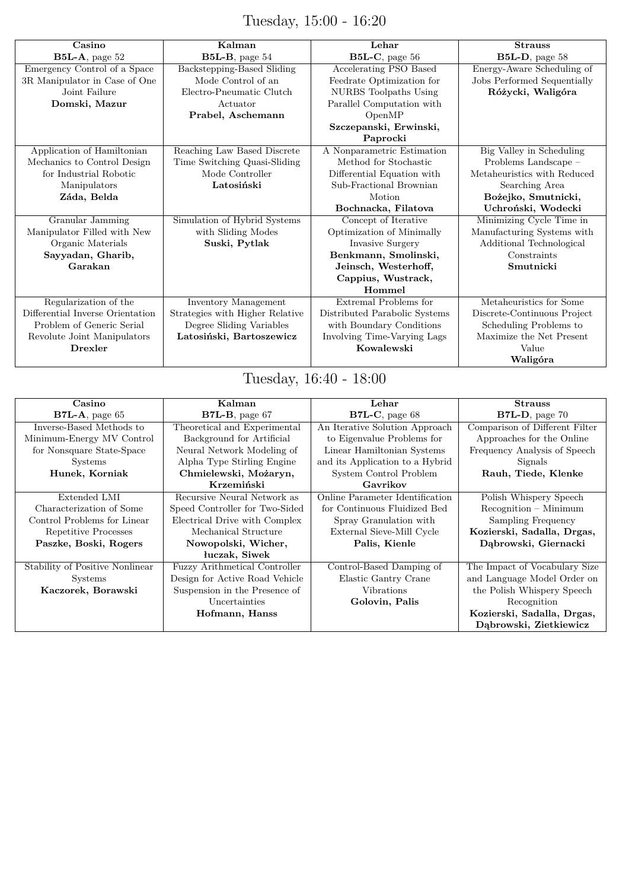# Tuesday, 15:00 - 16:20

| **Casino**<br>**B5L-A**, page 52 | **Kalman**<br>**B5L-B**, page 54 | **Lehar**<br>**B5L-C**, page 56 | **Strauss**<br>**B5L-D**, page 58 |
|---|---|---|---|
| Emergency Control of a Space 3R Manipulator in Case of One Joint Failure<br>**Domski, Mazur** | Backstepping-Based Sliding Mode Control of an Electro-Pneumatic Clutch Actuator<br>**Prabel, Aschemann** | Accelerating PSO Based Feedrate Optimization for NURBS Toolpaths Using Parallel Computation with OpenMP<br>**Szczepanski, Erwinski, Paprocki** | Energy-Aware Scheduling of Jobs Performed Sequentially<br>**Różycki, Waligóra** |
| Application of Hamiltonian Mechanics to Control Design for Industrial Robotic Manipulators<br>**Záda, Belda** | Reaching Law Based Discrete Time Switching Quasi-Sliding Mode Controller<br>**Latosiński** | A Nonparametric Estimation Method for Stochastic Differential Equation with Sub-Fractional Brownian Motion<br>**Bochnacka, Filatova** | Big Valley in Scheduling Problems Landscape – Metaheuristics with Reduced Searching Area<br>**Bożejko, Smutnicki, Uchroński, Wodecki** |
| Granular Jamming Manipulator Filled with New Organic Materials<br>**Sayyadan, Gharib, Garakan** | Simulation of Hybrid Systems with Sliding Modes<br>**Suski, Pytlak** | Concept of Iterative Optimization of Minimally Invasive Surgery<br>**Benkmann, Smolinski, Jeinsch, Westerhoff, Cappius, Wustrack, Hommel** | Minimizing Cycle Time in Manufacturing Systems with Additional Technological Constraints<br>**Smutnicki** |
| Regularization of the Differential Inverse Orientation Problem of Generic Serial Revolute Joint Manipulators<br>**Drexler** | Inventory Management Strategies with Higher Relative Degree Sliding Variables<br>**Latosiński, Bartoszewicz** | Extremal Problems for Distributed Parabolic Systems with Boundary Conditions Involving Time-Varying Lags<br>**Kowalewski** | Metaheuristics for Some Discrete-Continuous Project Scheduling Problems to Maximize the Net Present Value<br>**Waligóra** |

# Tuesday, 16:40 - 18:00

| **Casino**<br>**B7L-A**, page 65 | **Kalman**<br>**B7L-B**, page 67 | **Lehar**<br>**B7L-C**, page 68 | **Strauss**<br>**B7L-D**, page 70 |
|---|---|---|---|
| Inverse-Based Methods to Minimum-Energy MV Control for Nonsquare State-Space Systems<br>**Hunek, Korniak** | Theoretical and Experimental Background for Artificial Neural Network Modeling of Alpha Type Stirling Engine<br>**Chmielewski, Możaryn, Krzemiński** | An Iterative Solution Approach to Eigenvalue Problems for Linear Hamiltonian Systems and its Application to a Hybrid System Control Problem<br>**Gavrikov** | Comparison of Different Filter Approaches for the Online Frequency Analysis of Speech Signals<br>**Rauh, Tiede, Klenke** |
| Extended LMI Characterization of Some Control Problems for Linear Repetitive Processes<br>**Paszke, Boski, Rogers** | Recursive Neural Network as Speed Controller for Two-Sided Electrical Drive with Complex Mechanical Structure<br>**Nowopolski, Wicher, łuczak, Siwek** | Online Parameter Identification for Continuous Fluidized Bed Spray Granulation with External Sieve-Mill Cycle<br>**Palis, Kienle** | Polish Whispery Speech Recognition – Minimum Sampling Frequency<br>**Kozierski, Sadalla, Drgas, Dąbrowski, Giernacki** |
| Stability of Positive Nonlinear Systems<br>**Kaczorek, Borawski** | Fuzzy Arithmetical Controller Design for Active Road Vehicle Suspension in the Presence of Uncertainties<br>**Hofmann, Hanss** | Control-Based Damping of Elastic Gantry Crane Vibrations<br>**Golovin, Palis** | The Impact of Vocabulary Size and Language Model Order on the Polish Whispery Speech Recognition<br>**Kozierski, Sadalla, Drgas, Dąbrowski, Zietkiewicz** |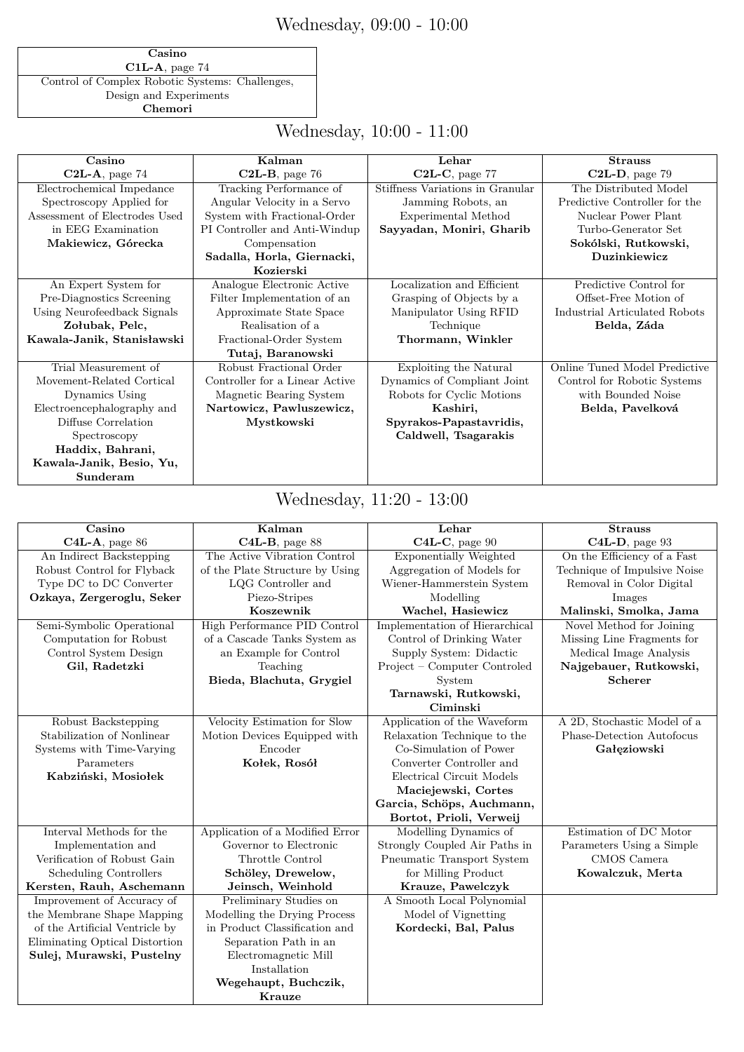## Wednesday, 09:00 - 10:00

| **Casino** **C1L-A**, page 74 |
|---|
| Control of Complex Robotic Systems: Challenges, Design and Experiments **Chemori** |

## Wednesday, 10:00 - 11:00

| **Casino** **C2L-A**, page 74 | **Kalman** **C2L-B**, page 76 | **Lehar** **C2L-C**, page 77 | **Strauss** **C2L-D**, page 79 |
|---|---|---|---|
| Electrochemical Impedance Spectroscopy Applied for Assessment of Electrodes Used in EEG Examination **Makiewicz, Górecka** | Tracking Performance of Angular Velocity in a Servo System with Fractional-Order PI Controller and Anti-Windup Compensation **Sadalla, Horla, Giernacki, Kozierski** | Stiffness Variations in Granular Jamming Robots, an Experimental Method **Sayyadan, Moniri, Gharib** | The Distributed Model Predictive Controller for the Nuclear Power Plant Turbo-Generator Set **Sokólski, Rutkowski, Duzinkiewicz** |
| An Expert System for Pre-Diagnostics Screening Using Neurofeedback Signals **Zołubak, Pelc, Kawala-Janik, Stanisławski** | Analogue Electronic Active Filter Implementation of an Approximate State Space Realisation of a Fractional-Order System **Tutaj, Baranowski** | Localization and Efficient Grasping of Objects by a Manipulator Using RFID Technique **Thormann, Winkler** | Predictive Control for Offset-Free Motion of Industrial Articulated Robots **Belda, Záda** |
| Trial Measurement of Movement-Related Cortical Dynamics Using Electroencephalography and Diffuse Correlation Spectroscopy **Haddix, Bahrani, Kawala-Janik, Besio, Yu, Sunderam** | Robust Fractional Order Controller for a Linear Active Magnetic Bearing System **Nartowicz, Pawluszewicz, Mystkowski** | Exploiting the Natural Dynamics of Compliant Joint Robots for Cyclic Motions **Kashiri, Spyrakos-Papastavridis, Caldwell, Tsagarakis** | Online Tuned Model Predictive Control for Robotic Systems with Bounded Noise **Belda, Pavelková** |

## Wednesday, 11:20 - 13:00

| **Casino** **C4L-A**, page 86 | **Kalman** **C4L-B**, page 88 | **Lehar** **C4L-C**, page 90 | **Strauss** **C4L-D**, page 93 |
|---|---|---|---|
| An Indirect Backstepping Robust Control for Flyback Type DC to DC Converter **Ozkaya, Zergeroglu, Seker** | The Active Vibration Control of the Plate Structure by Using LQG Controller and Piezo-Stripes **Koszewnik** | Exponentially Weighted Aggregation of Models for Wiener-Hammerstein System Modelling **Wachel, Hasiewicz** | On the Efficiency of a Fast Technique of Impulsive Noise Removal in Color Digital Images **Malinski, Smolka, Jama** |
| Semi-Symbolic Operational Computation for Robust Control System Design **Gil, Radetzki** | High Performance PID Control of a Cascade Tanks System as an Example for Control Teaching **Bieda, Blachuta, Grygiel** | Implementation of Hierarchical Control of Drinking Water Supply System: Didactic Project – Computer Controled System **Tarnawski, Rutkowski, Ciminski** | Novel Method for Joining Missing Line Fragments for Medical Image Analysis **Najgebauer, Rutkowski, Scherer** |
| Robust Backstepping Stabilization of Nonlinear Systems with Time-Varying Parameters **Kabziński, Mosiołek** | Velocity Estimation for Slow Motion Devices Equipped with Encoder **Kołek, Rosół** | Application of the Waveform Relaxation Technique to the Co-Simulation of Power Converter Controller and Electrical Circuit Models **Maciejewski, Cortes Garcia, Schöps, Auchmann, Bortot, Prioli, Verweij** | A 2D, Stochastic Model of a Phase-Detection Autofocus **Gałęziowski** |
| Interval Methods for the Implementation and Verification of Robust Gain Scheduling Controllers **Kersten, Rauh, Aschemann** | Application of a Modified Error Governor to Electronic Throttle Control **Schöley, Drewelow, Jeinsch, Weinhold** | Modelling Dynamics of Strongly Coupled Air Paths in Pneumatic Transport System for Milling Product **Krauze, Pawelczyk** | Estimation of DC Motor Parameters Using a Simple CMOS Camera **Kowalczuk, Merta** |
| Improvement of Accuracy of the Membrane Shape Mapping of the Artificial Ventricle by Eliminating Optical Distortion **Sulej, Murawski, Pustelny** | Preliminary Studies on Modelling the Drying Process in Product Classification and Separation Path in an Electromagnetic Mill Installation **Wegehaupt, Buchczik, Krauze** | A Smooth Local Polynomial Model of Vignetting **Kordecki, Bal, Palus** | |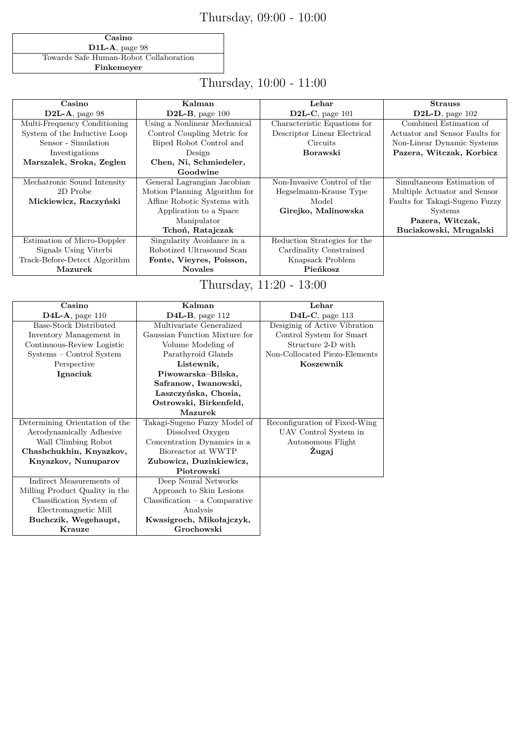## Thursday, 09:00 - 10:00

| **Casino** |
|---|
| **D1L-A**, page 98 |
| Towards Safe Human-Robot Collaboration **Finkemeyer** |

## Thursday, 10:00 - 11:00

| **Casino** | **Kalman** | **Lehar** | **Strauss** |
|---|---|---|---|
| **D2L-A**, page 98 | **D2L-B**, page 100 | **D2L-C**, page 101 | **D2L-D**, page 102 |
| Multi-Frequency Conditioning System of the Inductive Loop Sensor - Simulation Investigations **Marszalek, Sroka, Zeglen** | Using a Nonlinear Mechanical Control Coupling Metric for Biped Robot Control and Design **Chen, Ni, Schmiedeler, Goodwine** | Characteristic Equations for Descriptor Linear Electrical Circuits **Borawski** | Combined Estimation of Actuator and Sensor Faults for Non-Linear Dynamic Systems **Pazera, Witczak, Korbicz** |
| Mechatronic Sound Intensity 2D Probe **Mickiewicz, Raczyński** | General Lagrangian Jacobian Motion Planning Algorithm for Affine Robotic Systems with Application to a Space Manipulator **Tchoń, Ratajczak** | Non-Invasive Control of the Hegselmann-Krause Type Model **Girejko, Malinowska** | Simultaneous Estimation of Multiple Actuator and Sensor Faults for Takagi-Sugeno Fuzzy Systems **Pazera, Witczak, Buciakowski, Mrugalski** |
| Estimation of Micro-Doppler Signals Using Viterbi Track-Before-Detect Algorithm **Mazurek** | Singularity Avoidance in a Robotized Ultrasound Scan **Fonte, Vieyres, Poisson, Novales** | Reduction Strategies for the Cardinality Constrained Knapsack Problem **Pieńkosz** | |

## Thursday, 11:20 - 13:00

| **Casino** | **Kalman** | **Lehar** |
|---|---|---|
| **D4L-A**, page 110 | **D4L-B**, page 112 | **D4L-C**, page 113 |
| Base-Stock Distributed Inventory Management in Continuous-Review Logistic Systems – Control System Perspective **Ignaciuk** | Multivariate Generalized Gaussian Function Mixture for Volume Modeling of Parathyroid Glands **Listewnik, Piwowarska–Bilska, Safranow, Iwanowski, Laszczyńska, Chosia, Ostrowski, Birkenfeld, Mazurek** | Desiginig of Active Vibration Control System for Smart Structure 2-D with Non-Collocated Piezo-Elements **Koszewnik** |
| Determining Orientation of the Aerodynamically Adhesive Wall Climbing Robot **Chashchukhin, Knyazkov, Knyazkov, Nunuparov** | Takagi-Sugeno Fuzzy Model of Dissolved Oxygen Concentration Dynamics in a Bioreactor at WWTP **Zubowicz, Duzinkiewicz, Piotrowski** | Reconfiguration of Fixed-Wing UAV Control System in Autonomous Flight **Żugaj** |
| Indirect Measurements of Milling Product Quality in the Classification System of Electromagnetic Mill **Buchczik, Wegehaupt, Krauze** | Deep Neural Networks Approach to Skin Lesions Classification – a Comparative Analysis **Kwasigroch, Mikołajczyk, Grochowski** | |